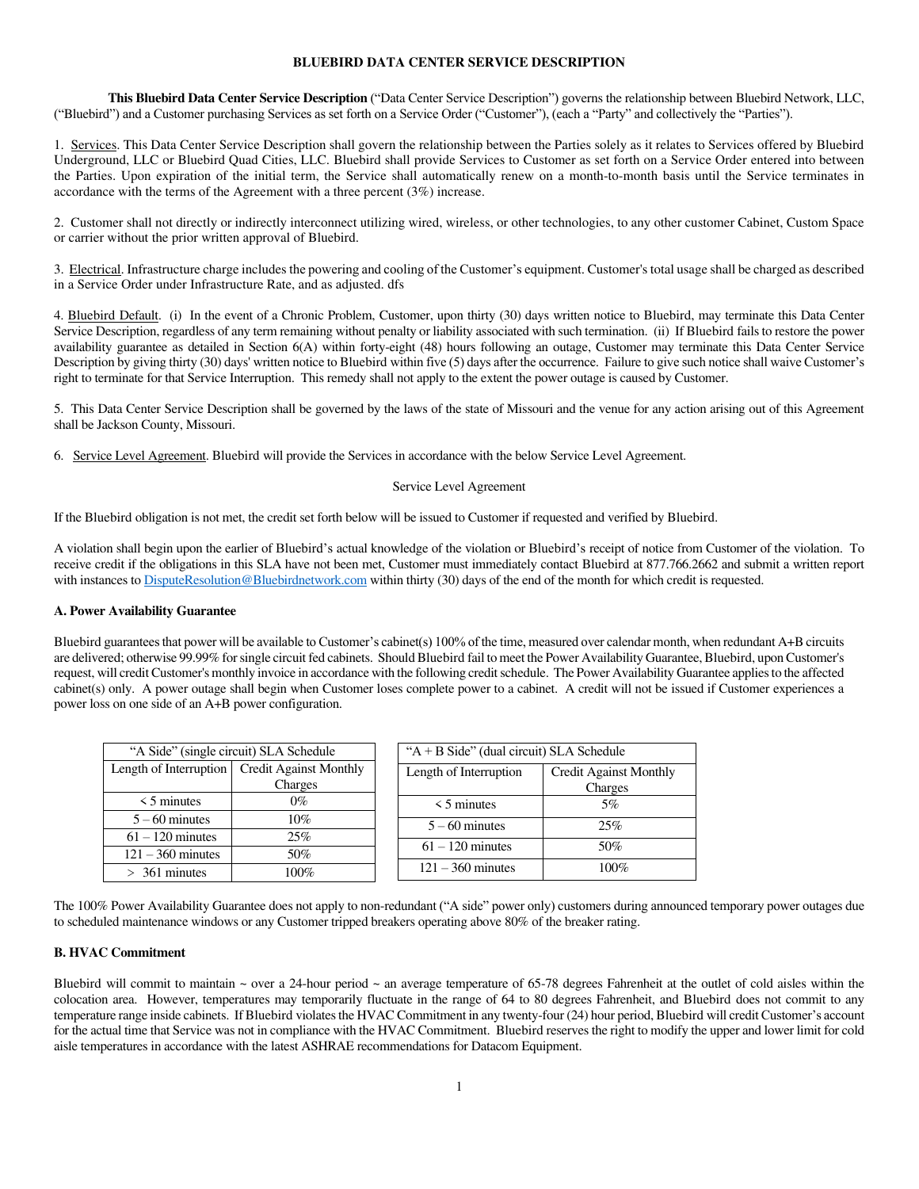# BLUEBIRD DATA CENTER SERVICE DESCRIPTION

**This Bluebird Data Center Service Description** ("Data Center Service Description") governs the relationship between Bluebird Network, LLC, ("Bluebird") and a Customer purchasing Services as set forth on a Service Order ("Customer"), (each a "Party" and collectively the "Parties").

1. Services. This Data Center Service Description shall govern the relationship between the Parties solely as it relates to Services offered by Bluebird Underground, LLC or Bluebird Quad Cities, LLC. Bluebird shall provide Services to Customer as set forth on a Service Order entered into between the Parties. Upon expiration of the initial term, the Service shall automatically renew on a month-to-month basis until the Service terminates in accordance with the terms of the Agreement with a three percent (3%) increase.

2. Customer shall not directly or indirectly interconnect utilizing wired, wireless, or other technologies, to any other customer Cabinet, Custom Space or carrier without the prior written approval of Bluebird.

3. Electrical. Infrastructure charge includes the powering and cooling of the Customer's equipment. Customer's total usage shall be charged as described in a Service Order under Infrastructure Rate, and as adjusted. dfs

4. Bluebird Default. (i) In the event of a Chronic Problem, Customer, upon thirty (30) days written notice to Bluebird, may terminate this Data Center Service Description, regardless of any term remaining without penalty or liability associated with such termination. (ii) If Bluebird fails to restore the power availability guarantee as detailed in Section 6(A) within forty-eight (48) hours following an outage, Customer may terminate this Data Center Service Description by giving thirty (30) days' written notice to Bluebird within five (5) days after the occurrence. Failure to give such notice shall waive Customer's right to terminate for that Service Interruption. This remedy shall not apply to the extent the power outage is caused by Customer.

5. This Data Center Service Description shall be governed by the laws of the state of Missouri and the venue for any action arising out of this Agreement shall be Jackson County, Missouri.

6. Service Level Agreement. Bluebird will provide the Services in accordance with the below Service Level Agreement.

Service Level Agreement

If the Bluebird obligation is not met, the credit set forth below will be issued to Customer if requested and verified by Bluebird.

A violation shall begin upon the earlier of Bluebird's actual knowledge of the violation or Bluebird's receipt of notice from Customer of the violation. To receive credit if the obligations in this SLA have not been met, Customer must immediately contact Bluebird at 877.766.2662 and submit a written report with instances to DisputeResolution@Bluebirdnetwork.com within thirty (30) days of the end of the month for which credit is requested.

**A. Power Availability Guarantee**

Bluebird guarantees that power will be available to Customer's cabinet(s) 100% of the time, measured over calendar month, when redundant A+B circuits are delivered; otherwise 99.99% for single circuit fed cabinets. Should Bluebird fail to meet the Power Availability Guarantee, Bluebird, upon Customer's request, will credit Customer's monthly invoice in accordance with the following credit schedule. The Power Availability Guarantee applies to the affected cabinet(s) only. A power outage shall begin when Customer loses complete power to a cabinet. A credit will not be issued if Customer experiences a power loss on one side of an A+B power configuration.

| "A Side" (single circuit) SLA Schedule | |
|---|---|
| Length of Interruption | Credit Against Monthly Charges |
| < 5 minutes | 0% |
| 5 – 60 minutes | 10% |
| 61 – 120 minutes | 25% |
| 121 – 360 minutes | 50% |
| > 361 minutes | 100% |

| "A + B Side" (dual circuit) SLA Schedule | |
|---|---|
| Length of Interruption | Credit Against Monthly Charges |
| < 5 minutes | 5% |
| 5 – 60 minutes | 25% |
| 61 – 120 minutes | 50% |
| 121 – 360 minutes | 100% |

The 100% Power Availability Guarantee does not apply to non-redundant ("A side" power only) customers during announced temporary power outages due to scheduled maintenance windows or any Customer tripped breakers operating above 80% of the breaker rating.

**B. HVAC Commitment**

Bluebird will commit to maintain ~ over a 24-hour period ~ an average temperature of 65-78 degrees Fahrenheit at the outlet of cold aisles within the colocation area. However, temperatures may temporarily fluctuate in the range of 64 to 80 degrees Fahrenheit, and Bluebird does not commit to any temperature range inside cabinets. If Bluebird violates the HVAC Commitment in any twenty-four (24) hour period, Bluebird will credit Customer's account for the actual time that Service was not in compliance with the HVAC Commitment. Bluebird reserves the right to modify the upper and lower limit for cold aisle temperatures in accordance with the latest ASHRAE recommendations for Datacom Equipment.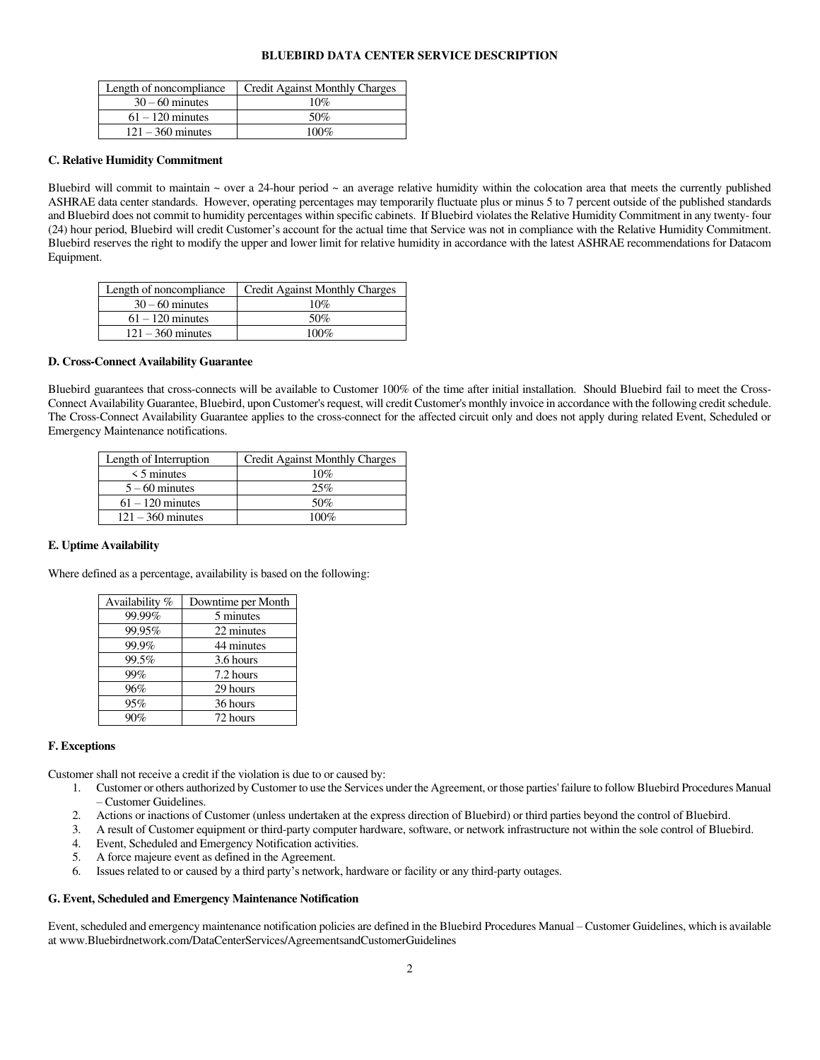| Length of noncompliance | Credit Against Monthly Charges |
| --- | --- |
| 30 – 60 minutes | 10% |
| 61 – 120 minutes | 50% |
| 121 – 360 minutes | 100% |

### C. Relative Humidity Commitment

Bluebird will commit to maintain ~ over a 24-hour period ~ an average relative humidity within the colocation area that meets the currently published ASHRAE data center standards. However, operating percentages may temporarily fluctuate plus or minus 5 to 7 percent outside of the published standards and Bluebird does not commit to humidity percentages within specific cabinets. If Bluebird violates the Relative Humidity Commitment in any twenty- four (24) hour period, Bluebird will credit Customer's account for the actual time that Service was not in compliance with the Relative Humidity Commitment. Bluebird reserves the right to modify the upper and lower limit for relative humidity in accordance with the latest ASHRAE recommendations for Datacom Equipment.

| Length of noncompliance | Credit Against Monthly Charges |
| --- | --- |
| 30 – 60 minutes | 10% |
| 61 – 120 minutes | 50% |
| 121 – 360 minutes | 100% |

### D. Cross-Connect Availability Guarantee

Bluebird guarantees that cross-connects will be available to Customer 100% of the time after initial installation. Should Bluebird fail to meet the Cross-Connect Availability Guarantee, Bluebird, upon Customer's request, will credit Customer's monthly invoice in accordance with the following credit schedule. The Cross-Connect Availability Guarantee applies to the cross-connect for the affected circuit only and does not apply during related Event, Scheduled or Emergency Maintenance notifications.

| Length of Interruption | Credit Against Monthly Charges |
| --- | --- |
| < 5 minutes | 10% |
| 5 – 60 minutes | 25% |
| 61 – 120 minutes | 50% |
| 121 – 360 minutes | 100% |

### E. Uptime Availability

Where defined as a percentage, availability is based on the following:

| Availability % | Downtime per Month |
| --- | --- |
| 99.99% | 5 minutes |
| 99.95% | 22 minutes |
| 99.9% | 44 minutes |
| 99.5% | 3.6 hours |
| 99% | 7.2 hours |
| 96% | 29 hours |
| 95% | 36 hours |
| 90% | 72 hours |

### F. Exceptions

Customer shall not receive a credit if the violation is due to or caused by:

1. Customer or others authorized by Customer to use the Services under the Agreement, or those parties' failure to follow Bluebird Procedures Manual – Customer Guidelines.
2. Actions or inactions of Customer (unless undertaken at the express direction of Bluebird) or third parties beyond the control of Bluebird.
3. A result of Customer equipment or third-party computer hardware, software, or network infrastructure not within the sole control of Bluebird.
4. Event, Scheduled and Emergency Notification activities.
5. A force majeure event as defined in the Agreement.
6. Issues related to or caused by a third party's network, hardware or facility or any third-party outages.

### G. Event, Scheduled and Emergency Maintenance Notification

Event, scheduled and emergency maintenance notification policies are defined in the Bluebird Procedures Manual – Customer Guidelines, which is available at www.Bluebirdnetwork.com/DataCenterServices/AgreementsandCustomerGuidelines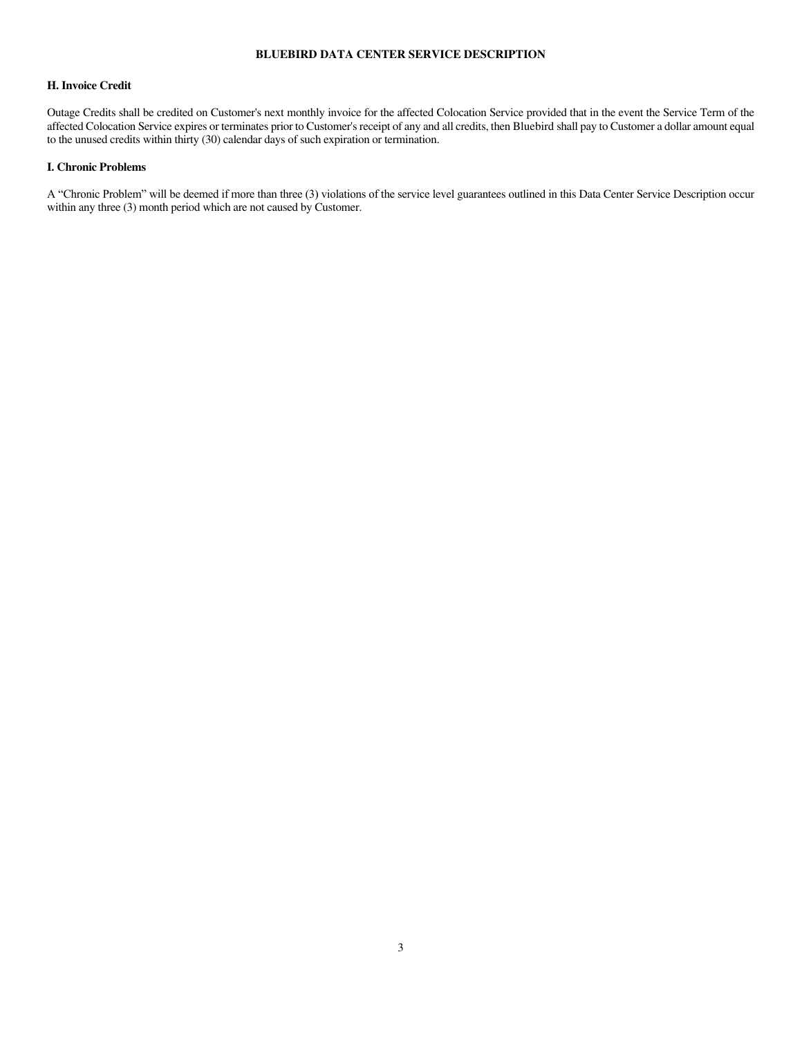## H. Invoice Credit

Outage Credits shall be credited on Customer's next monthly invoice for the affected Colocation Service provided that in the event the Service Term of the affected Colocation Service expires or terminates prior to Customer's receipt of any and all credits, then Bluebird shall pay to Customer a dollar amount equal to the unused credits within thirty (30) calendar days of such expiration or termination.

## I. Chronic Problems

A "Chronic Problem" will be deemed if more than three (3) violations of the service level guarantees outlined in this Data Center Service Description occur within any three (3) month period which are not caused by Customer.